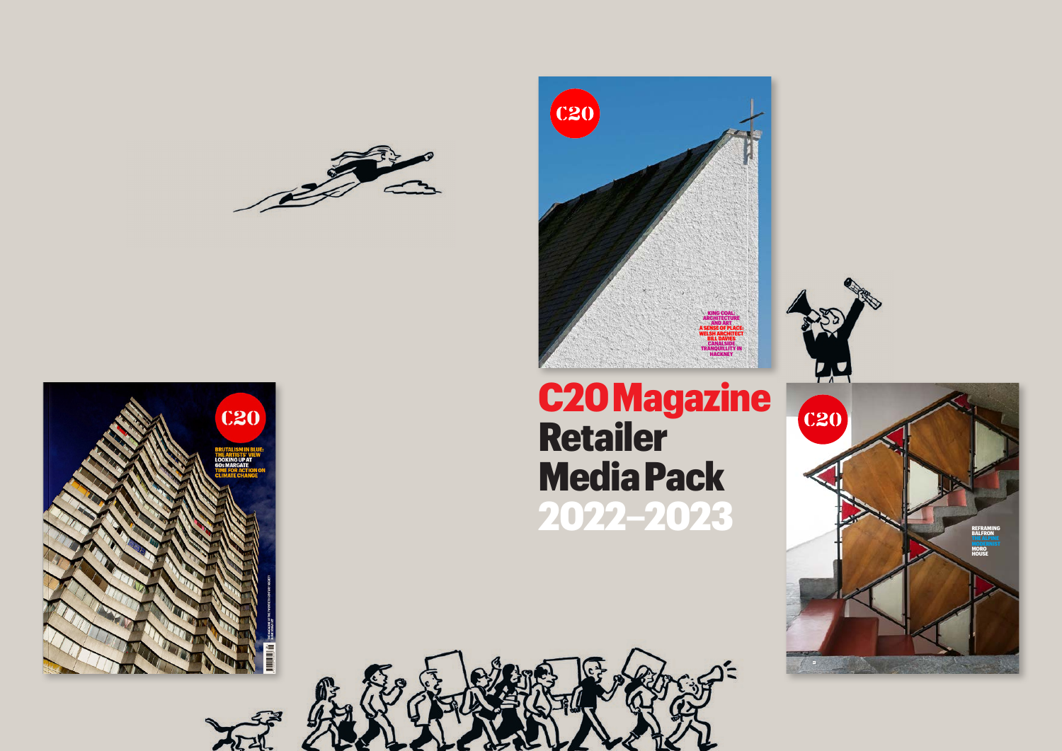# C20 Magazine Retailer Media Pack 2022–2023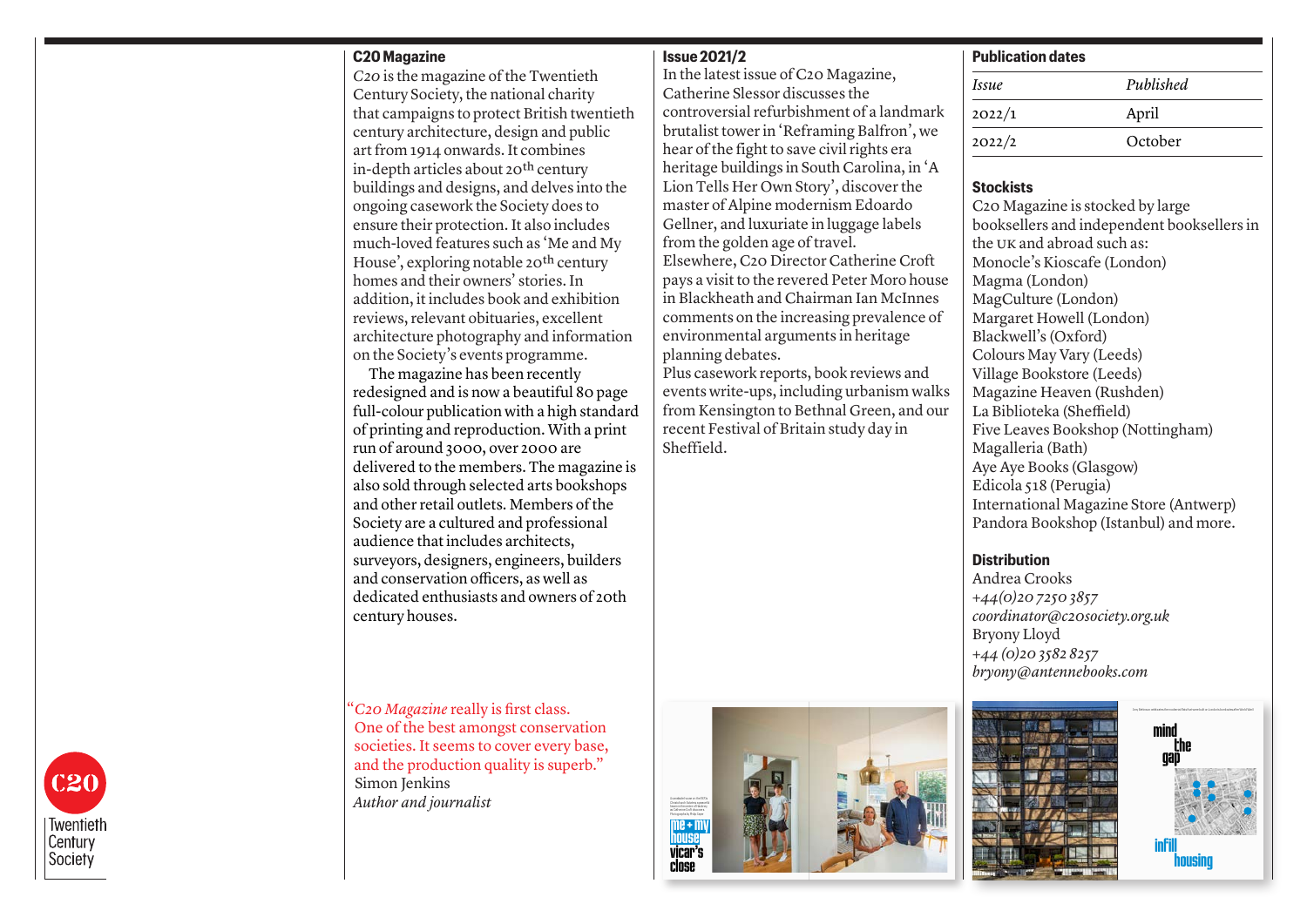## C20 Magazine

*C20* is the magazine of the Twentieth Century Society, the national charity that campaigns to protect British twentieth century architecture, design and public art from 1914 onwards. It combines in-depth articles about 20th century buildings and designs, and delves into the ongoing casework the Society does to ensure their protection. It also includes much-loved features such as 'Me and My House', exploring notable 20th century homes and their owners' stories. In addition, it includes book and exhibition reviews, relevant obituaries, excellent architecture photography and information on the Society's events programme.

The magazine has been recently redesigned and is now a beautiful 80 page full-colour publication with a high standard of printing and reproduction. With a print run of around 3000, over 2000 are delivered to the members. The magazine is also sold through selected arts bookshops and other retail outlets. Members of the Society are a cultured and professional audience that includes architects, surveyors, designers, engineers, builders and conservation officers, as well as dedicated enthusiasts and owners of 20th century houses.

"*C20 Magazine* really is first class. One of the best amongst conservation societies. It seems to cover every base, and the production quality is superb."
Simon Jenkins
*Author and journalist*

## Issue 2021/2

In the latest issue of C20 Magazine, Catherine Slessor discusses the controversial refurbishment of a landmark brutalist tower in 'Reframing Balfron', we hear of the fight to save civil rights era heritage buildings in South Carolina, in 'A Lion Tells Her Own Story', discover the master of Alpine modernism Edoardo Gellner, and luxuriate in luggage labels from the golden age of travel.
Elsewhere, C20 Director Catherine Croft pays a visit to the revered Peter Moro house in Blackheath and Chairman Ian McInnes comments on the increasing prevalence of environmental arguments in heritage planning debates.
Plus casework reports, book reviews and events write-ups, including urbanism walks from Kensington to Bethnal Green, and our recent Festival of Britain study day in Sheffield.

## Publication dates

| *Issue* | *Published* |
|---|---|
| 2022/1 | April |
| 2022/2 | October |

## Stockists

C20 Magazine is stocked by large booksellers and independent booksellers in the UK and abroad such as:
Monocle's Kioscafe (London)
Magma (London)
MagCulture (London)
Margaret Howell (London)
Blackwell's (Oxford)
Colours May Vary (Leeds)
Village Bookstore (Leeds)
Magazine Heaven (Rushden)
La Biblioteka (Sheffield)
Five Leaves Bookshop (Nottingham)
Magalleria (Bath)
Aye Aye Books (Glasgow)
Edicola 518 (Perugia)
International Magazine Store (Antwerp)
Pandora Bookshop (Istanbul) and more.

## Distribution

Andrea Crooks
*+44(0)20 7250 3857*
*coordinator@c20society.org.uk*
Bryony Lloyd
*+44 (0)20 3582 8257*
*bryony@antennebooks.com*